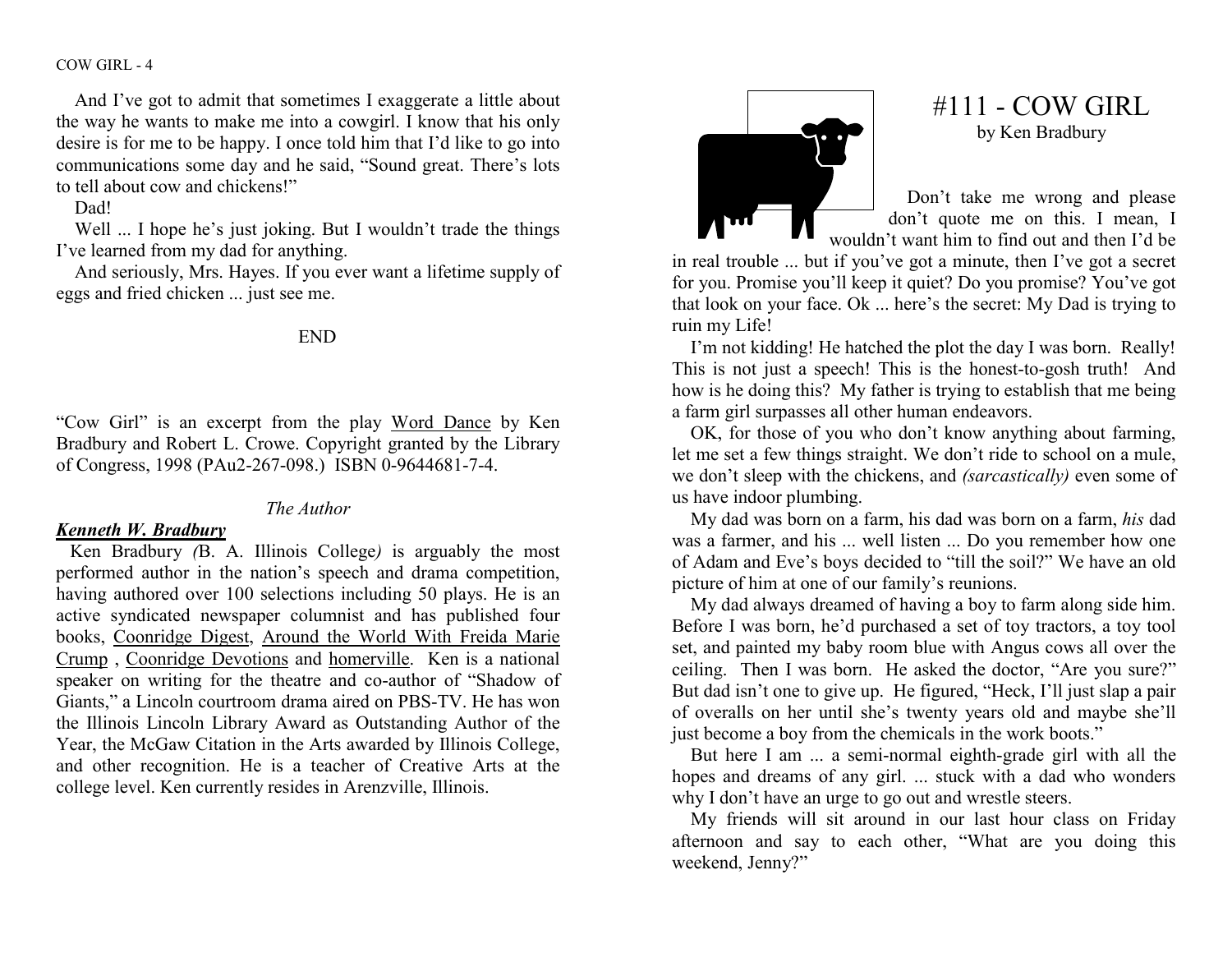And I've got to admit that sometimes I exaggerate a little about the way he wants to make me into a cowgirl. I know that his only desire is for me to be happy. I once told him that I'd like to go into communications some day and he said, "Sound great. There's lots to tell about cow and chickens!"

Dad!

Well ... I hope he's just joking. But I wouldn't trade the things I've learned from my dad for anything.

And seriously, Mrs. Hayes. If you ever want a lifetime supply of eggs and fried chicken ... just see me.

END

"Cow Girl" is an excerpt from the play Word Dance by Ken Bradbury and Robert L. Crowe. Copyright granted by the Library of Congress, 1998 (PAu2-267-098.) ISBN 0-9644681-7-4.

*The Author*

***Kenneth W. Bradbury***

Ken Bradbury *(*B. A. Illinois College*)* is arguably the most performed author in the nation's speech and drama competition, having authored over 100 selections including 50 plays. He is an active syndicated newspaper columnist and has published four books, Coonridge Digest, Around the World With Freida Marie Crump , Coonridge Devotions and homerville. Ken is a national speaker on writing for the theatre and co-author of "Shadow of Giants," a Lincoln courtroom drama aired on PBS-TV. He has won the Illinois Lincoln Library Award as Outstanding Author of the Year, the McGaw Citation in the Arts awarded by Illinois College, and other recognition. He is a teacher of Creative Arts at the college level. Ken currently resides in Arenzville, Illinois.

# #111 - COW GIRL

by Ken Bradbury

Don't take me wrong and please don't quote me on this. I mean, I wouldn't want him to find out and then I'd be in real trouble ... but if you've got a minute, then I've got a secret for you. Promise you'll keep it quiet? Do you promise? You've got that look on your face. Ok ... here's the secret: My Dad is trying to ruin my Life!

I'm not kidding! He hatched the plot the day I was born. Really! This is not just a speech! This is the honest-to-gosh truth! And how is he doing this? My father is trying to establish that me being a farm girl surpasses all other human endeavors.

OK, for those of you who don't know anything about farming, let me set a few things straight. We don't ride to school on a mule, we don't sleep with the chickens, and *(sarcastically)* even some of us have indoor plumbing.

My dad was born on a farm, his dad was born on a farm, *his* dad was a farmer, and his ... well listen ... Do you remember how one of Adam and Eve's boys decided to "till the soil?" We have an old picture of him at one of our family's reunions.

My dad always dreamed of having a boy to farm along side him. Before I was born, he'd purchased a set of toy tractors, a toy tool set, and painted my baby room blue with Angus cows all over the ceiling. Then I was born. He asked the doctor, "Are you sure?" But dad isn't one to give up. He figured, "Heck, I'll just slap a pair of overalls on her until she's twenty years old and maybe she'll just become a boy from the chemicals in the work boots."

But here I am ... a semi-normal eighth-grade girl with all the hopes and dreams of any girl. ... stuck with a dad who wonders why I don't have an urge to go out and wrestle steers.

My friends will sit around in our last hour class on Friday afternoon and say to each other, "What are you doing this weekend, Jenny?"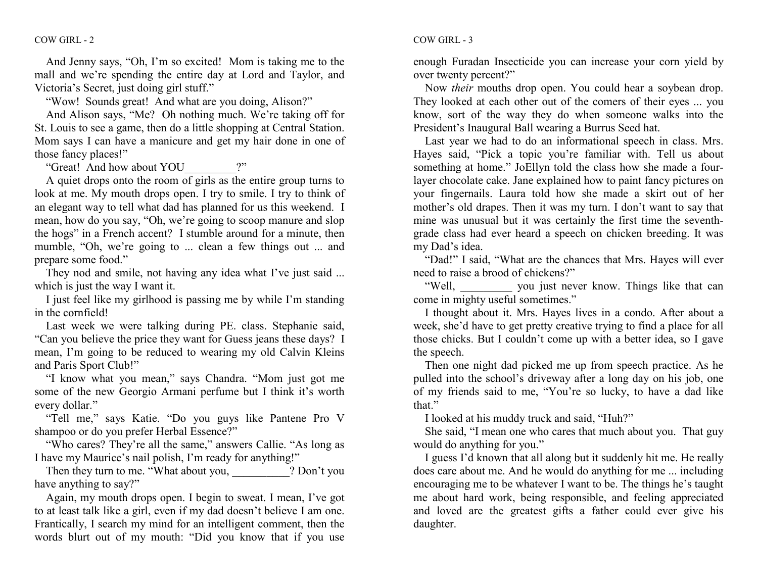And Jenny says, "Oh, I'm so excited! Mom is taking me to the mall and we're spending the entire day at Lord and Taylor, and Victoria's Secret, just doing girl stuff."

"Wow! Sounds great! And what are you doing, Alison?"

And Alison says, "Me? Oh nothing much. We're taking off for St. Louis to see a game, then do a little shopping at Central Station. Mom says I can have a manicure and get my hair done in one of those fancy places!"

"Great! And how about YOU_________?"

A quiet drops onto the room of girls as the entire group turns to look at me. My mouth drops open. I try to smile. I try to think of an elegant way to tell what dad has planned for us this weekend. I mean, how do you say, "Oh, we're going to scoop manure and slop the hogs" in a French accent? I stumble around for a minute, then mumble, "Oh, we're going to ... clean a few things out ... and prepare some food."

They nod and smile, not having any idea what I've just said ... which is just the way I want it.

I just feel like my girlhood is passing me by while I'm standing in the cornfield!

Last week we were talking during PE. class. Stephanie said, "Can you believe the price they want for Guess jeans these days? I mean, I'm going to be reduced to wearing my old Calvin Kleins and Paris Sport Club!"

"I know what you mean," says Chandra. "Mom just got me some of the new Georgio Armani perfume but I think it's worth every dollar."

"Tell me," says Katie. "Do you guys like Pantene Pro V shampoo or do you prefer Herbal Essence?"

"Who cares? They're all the same," answers Callie. "As long as I have my Maurice's nail polish, I'm ready for anything!"

Then they turn to me. "What about you, __________? Don't you have anything to say?"

Again, my mouth drops open. I begin to sweat. I mean, I've got to at least talk like a girl, even if my dad doesn't believe I am one. Frantically, I search my mind for an intelligent comment, then the words blurt out of my mouth: "Did you know that if you use enough Furadan Insecticide you can increase your corn yield by over twenty percent?"

Now *their* mouths drop open. You could hear a soybean drop. They looked at each other out of the comers of their eyes ... you know, sort of the way they do when someone walks into the President's Inaugural Ball wearing a Burrus Seed hat.

Last year we had to do an informational speech in class. Mrs. Hayes said, "Pick a topic you're familiar with. Tell us about something at home." JoEllyn told the class how she made a four-layer chocolate cake. Jane explained how to paint fancy pictures on your fingernails. Laura told how she made a skirt out of her mother's old drapes. Then it was my turn. I don't want to say that mine was unusual but it was certainly the first time the seventh-grade class had ever heard a speech on chicken breeding. It was my Dad's idea.

"Dad!" I said, "What are the chances that Mrs. Hayes will ever need to raise a brood of chickens?"

"Well, _________ you just never know. Things like that can come in mighty useful sometimes."

I thought about it. Mrs. Hayes lives in a condo. After about a week, she'd have to get pretty creative trying to find a place for all those chicks. But I couldn't come up with a better idea, so I gave the speech.

Then one night dad picked me up from speech practice. As he pulled into the school's driveway after a long day on his job, one of my friends said to me, "You're so lucky, to have a dad like that."

I looked at his muddy truck and said, "Huh?"

She said, "I mean one who cares that much about you. That guy would do anything for you."

I guess I'd known that all along but it suddenly hit me. He really does care about me. And he would do anything for me ... including encouraging me to be whatever I want to be. The things he's taught me about hard work, being responsible, and feeling appreciated and loved are the greatest gifts a father could ever give his daughter.